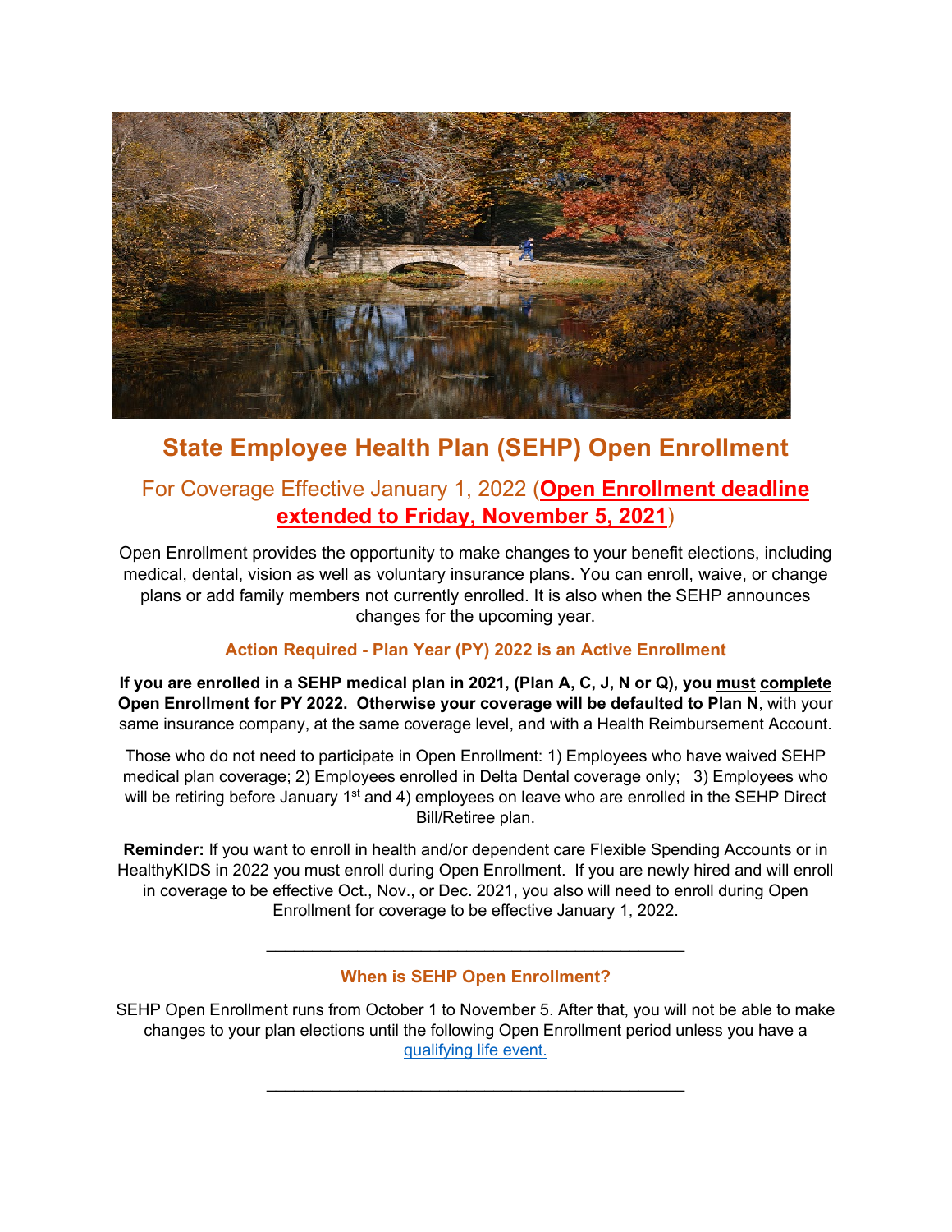# State Employee Health Plan (SEHP) Open Enrollment

## For Coverage Effective January 1, 2022 (**Open Enrollment deadline extended to Friday, November 5, 2021**)

Open Enrollment provides the opportunity to make changes to your benefit elections, including medical, dental, vision as well as voluntary insurance plans. You can enroll, waive, or change plans or add family members not currently enrolled. It is also when the SEHP announces changes for the upcoming year.

### Action Required - Plan Year (PY) 2022 is an Active Enrollment

**If you are enrolled in a SEHP medical plan in 2021, (Plan A, C, J, N or Q), you must complete Open Enrollment for PY 2022. Otherwise your coverage will be defaulted to Plan N**, with your same insurance company, at the same coverage level, and with a Health Reimbursement Account.

Those who do not need to participate in Open Enrollment: 1) Employees who have waived SEHP medical plan coverage; 2) Employees enrolled in Delta Dental coverage only; 3) Employees who will be retiring before January 1st and 4) employees on leave who are enrolled in the SEHP Direct Bill/Retiree plan.

**Reminder:** If you want to enroll in health and/or dependent care Flexible Spending Accounts or in HealthyKIDS in 2022 you must enroll during Open Enrollment. If you are newly hired and will enroll in coverage to be effective Oct., Nov., or Dec. 2021, you also will need to enroll during Open Enrollment for coverage to be effective January 1, 2022.

---

### When is SEHP Open Enrollment?

SEHP Open Enrollment runs from October 1 to November 5. After that, you will not be able to make changes to your plan elections until the following Open Enrollment period unless you have a qualifying life event.

---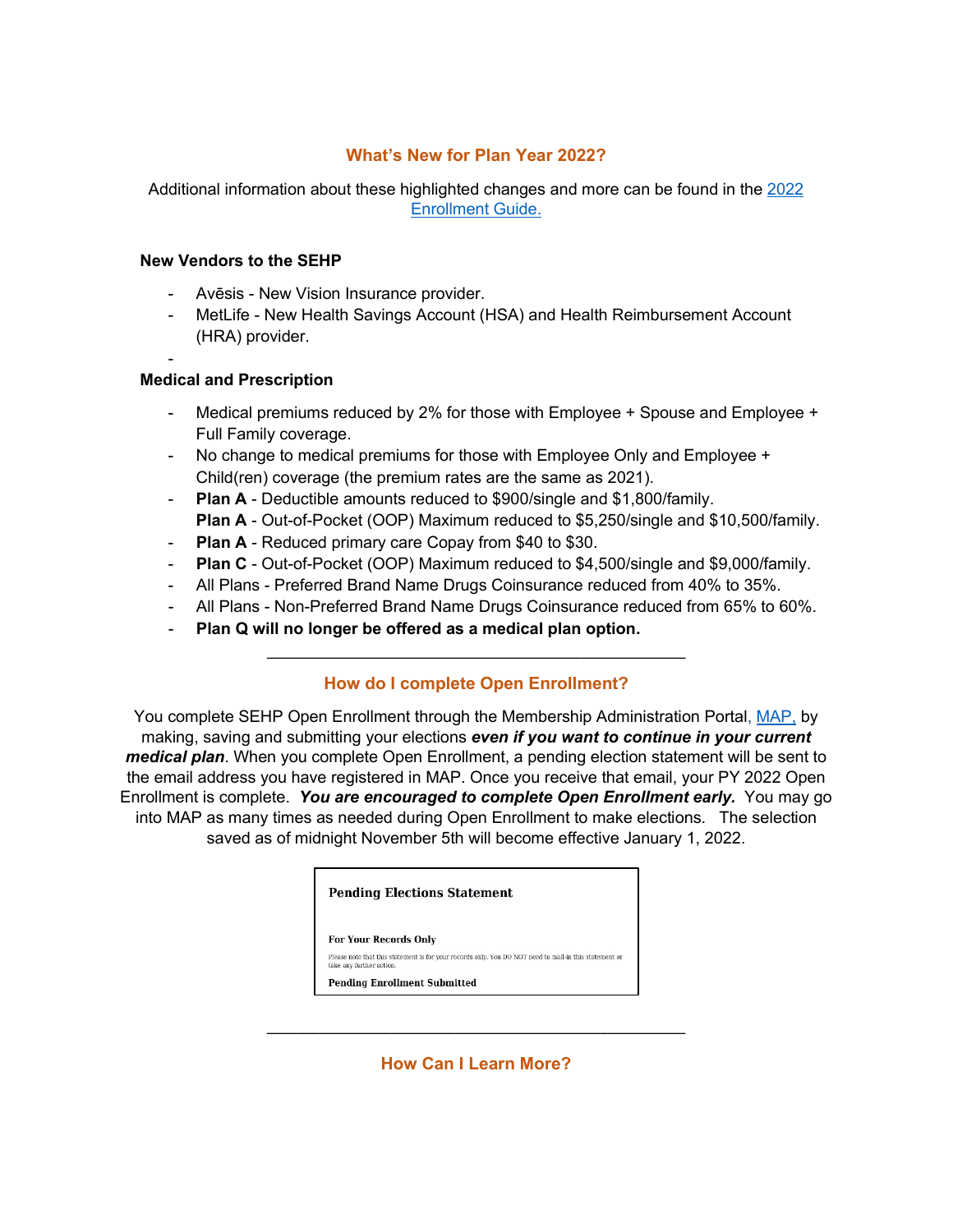## What's New for Plan Year 2022?

Additional information about these highlighted changes and more can be found in the 2022 Enrollment Guide.

**New Vendors to the SEHP**

- Avēsis - New Vision Insurance provider.
- MetLife - New Health Savings Account (HSA) and Health Reimbursement Account (HRA) provider.

**Medical and Prescription**

- Medical premiums reduced by 2% for those with Employee + Spouse and Employee + Full Family coverage.
- No change to medical premiums for those with Employee Only and Employee + Child(ren) coverage (the premium rates are the same as 2021).
- **Plan A** - Deductible amounts reduced to $900/single and $1,800/family.
  **Plan A** - Out-of-Pocket (OOP) Maximum reduced to $5,250/single and $10,500/family.
- **Plan A** - Reduced primary care Copay from $40 to $30.
- **Plan C** - Out-of-Pocket (OOP) Maximum reduced to $4,500/single and $9,000/family.
- All Plans - Preferred Brand Name Drugs Coinsurance reduced from 40% to 35%.
- All Plans - Non-Preferred Brand Name Drugs Coinsurance reduced from 65% to 60%.
- **Plan Q will no longer be offered as a medical plan option.**

---

## How do I complete Open Enrollment?

You complete SEHP Open Enrollment through the Membership Administration Portal, MAP, by making, saving and submitting your elections ***even if you want to continue in your current medical plan***. When you complete Open Enrollment, a pending election statement will be sent to the email address you have registered in MAP. Once you receive that email, your PY 2022 Open Enrollment is complete. ***You are encouraged to complete Open Enrollment early.*** You may go into MAP as many times as needed during Open Enrollment to make elections. The selection saved as of midnight November 5th will become effective January 1, 2022.

**Pending Elections Statement**

**For Your Records Only**

Please note that this statement is for your records only. You DO NOT need to mail-in this statement or take any further action.

**Pending Enrollment Submitted**

---

## How Can I Learn More?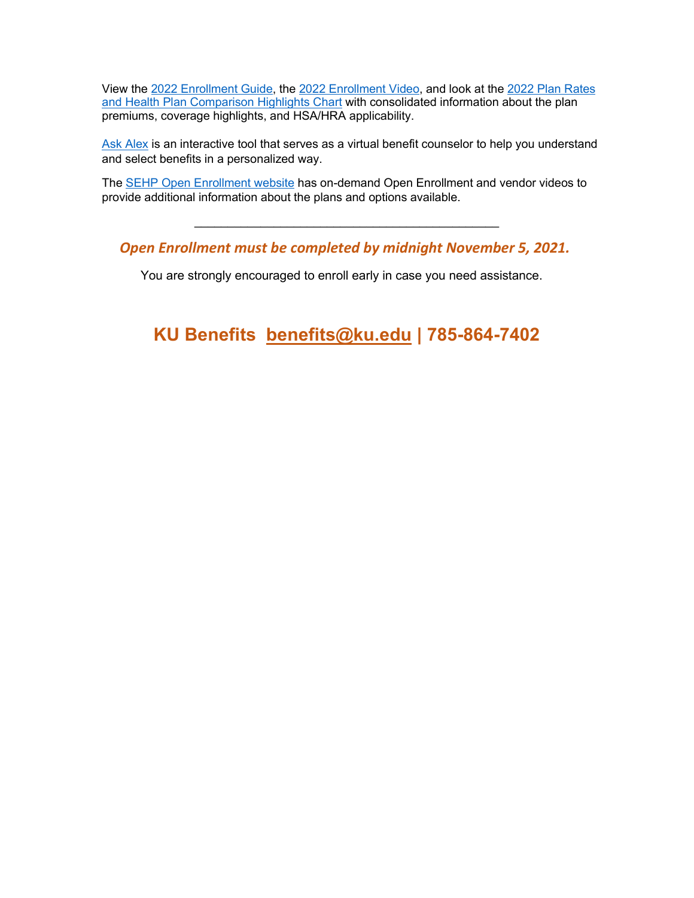View the 2022 Enrollment Guide, the 2022 Enrollment Video, and look at the 2022 Plan Rates and Health Plan Comparison Highlights Chart with consolidated information about the plan premiums, coverage highlights, and HSA/HRA applicability.

Ask Alex is an interactive tool that serves as a virtual benefit counselor to help you understand and select benefits in a personalized way.

The SEHP Open Enrollment website has on-demand Open Enrollment and vendor videos to provide additional information about the plans and options available.

---

***Open Enrollment must be completed by midnight November 5, 2021.***

You are strongly encouraged to enroll early in case you need assistance.

**KU Benefits benefits@ku.edu | 785-864-7402**